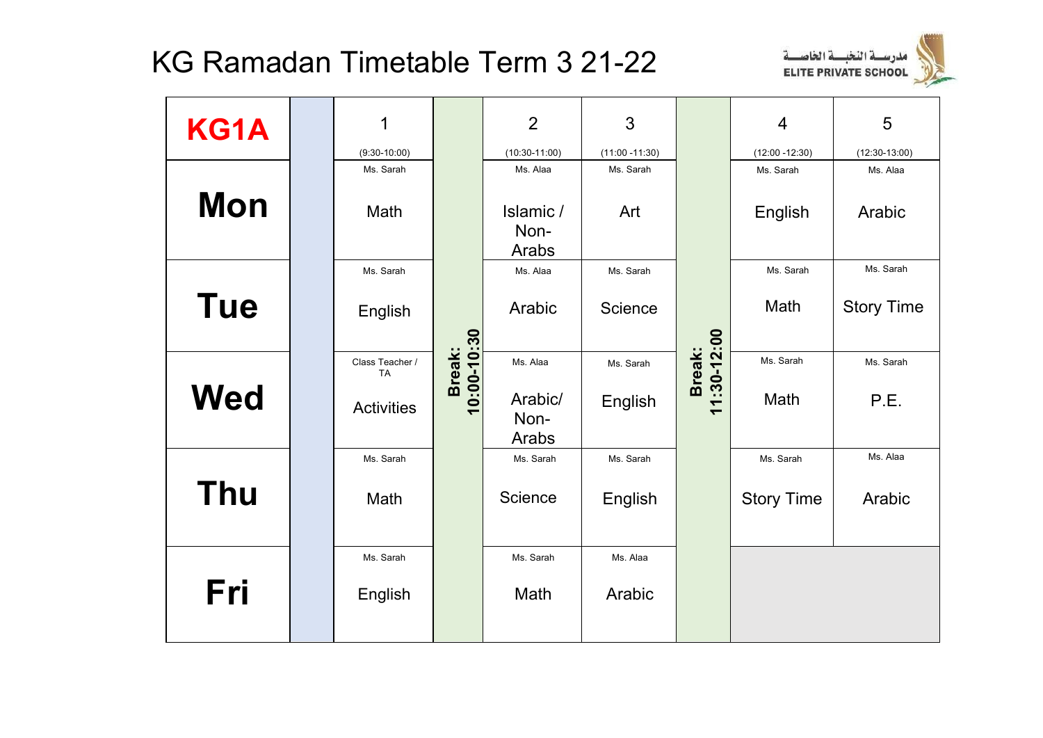# KG Ramadan Timetable Term 3 21-22

مدرسة النخبة الخاصة
ELITE PRIVATE SCHOOL

| KG1A | | 1 (9:30-10:00) | | 2 (10:30-11:00) | 3 (11:00 -11:30) | | 4 (12:00 -12:30) | 5 (12:30-13:00) |
|---|---|---|---|---|---|---|---|---|
| **Mon** | | Ms. Sarah<br>Math | Break: 10:00-10:30 | Ms. Alaa<br>Islamic / Non-Arabs | Ms. Sarah<br>Art | Break: 11:30-12:00 | Ms. Sarah<br>English | Ms. Alaa<br>Arabic |
| **Tue** | | Ms. Sarah<br>English | | Ms. Alaa<br>Arabic | Ms. Sarah<br>Science | | Ms. Sarah<br>Math | Ms. Sarah<br>Story Time |
| **Wed** | | Class Teacher / TA<br>Activities | | Ms. Alaa<br>Arabic/ Non-Arabs | Ms. Sarah<br>English | | Ms. Sarah<br>Math | Ms. Sarah<br>P.E. |
| **Thu** | | Ms. Sarah<br>Math | | Ms. Sarah<br>Science | Ms. Sarah<br>English | | Ms. Sarah<br>Story Time | Ms. Alaa<br>Arabic |
| **Fri** | | Ms. Sarah<br>English | | Ms. Sarah<br>Math | Ms. Alaa<br>Arabic | | | |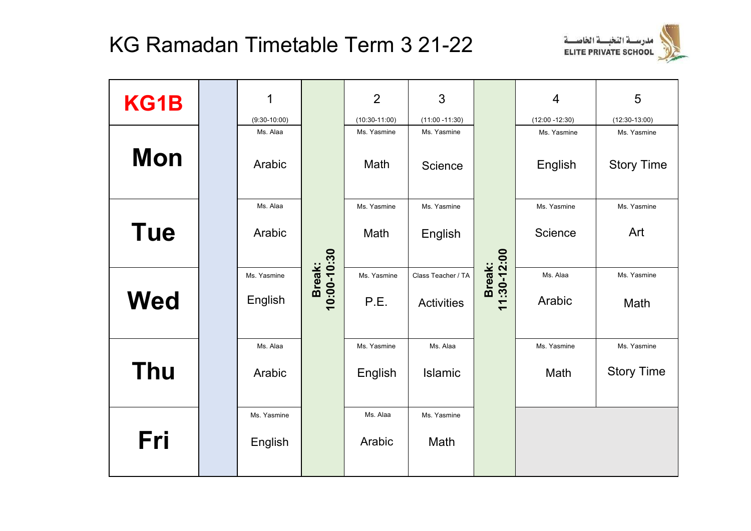# KG Ramadan Timetable Term 3 21-22

مدرسة النخبة الخاصة
ELITE PRIVATE SCHOOL

| KG1B | | 1 (9:30-10:00) | | 2 (10:30-11:00) | 3 (11:00 -11:30) | | 4 (12:00 -12:30) | 5 (12:30-13:00) |
|---|---|---|---|---|---|---|---|---|
| **Mon** | | Ms. Alaa Arabic | **Break: 10:00-10:30** | Ms. Yasmine Math | Ms. Yasmine Science | **Break: 11:30-12:00** | Ms. Yasmine English | Ms. Yasmine Story Time |
| **Tue** | | Ms. Alaa Arabic | | Ms. Yasmine Math | Ms. Yasmine English | | Ms. Yasmine Science | Ms. Yasmine Art |
| **Wed** | | Ms. Yasmine English | | Ms. Yasmine P.E. | Class Teacher / TA Activities | | Ms. Alaa Arabic | Ms. Yasmine Math |
| **Thu** | | Ms. Alaa Arabic | | Ms. Yasmine English | Ms. Alaa Islamic | | Ms. Yasmine Math | Ms. Yasmine Story Time |
| **Fri** | | Ms. Yasmine English | | Ms. Alaa Arabic | Ms. Yasmine Math | | | |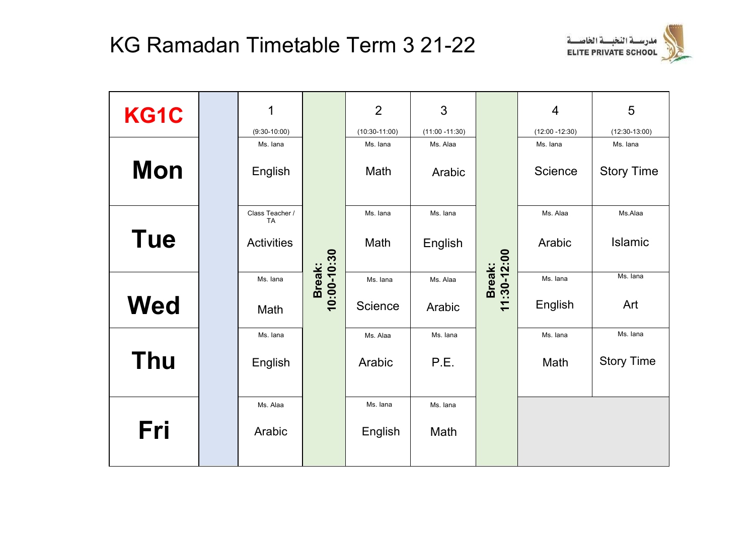# KG Ramadan Timetable Term 3 21-22

مدرسة النخبة الخاصة
ELITE PRIVATE SCHOOL

| KG1C | | 1 (9:30-10:00) | | 2 (10:30-11:00) | 3 (11:00 -11:30) | | 4 (12:00 -12:30) | 5 (12:30-13:00) |
|---|---|---|---|---|---|---|---|---|
| **Mon** | | Ms. Iana<br>English | **Break: 10:00-10:30** | Ms. Iana<br>Math | Ms. Alaa<br>Arabic | **Break: 11:30-12:00** | Ms. Iana<br>Science | Ms. Iana<br>Story Time |
| **Tue** | | Class Teacher / TA<br>Activities | | Ms. Iana<br>Math | Ms. Iana<br>English | | Ms. Alaa<br>Arabic | Ms.Alaa<br>Islamic |
| **Wed** | | Ms. Iana<br>Math | | Ms. Iana<br>Science | Ms. Alaa<br>Arabic | | Ms. Iana<br>English | Ms. Iana<br>Art |
| **Thu** | | Ms. Iana<br>English | | Ms. Alaa<br>Arabic | Ms. Iana<br>P.E. | | Ms. Iana<br>Math | Ms. Iana<br>Story Time |
| **Fri** | | Ms. Alaa<br>Arabic | | Ms. Iana<br>English | Ms. Iana<br>Math | | | |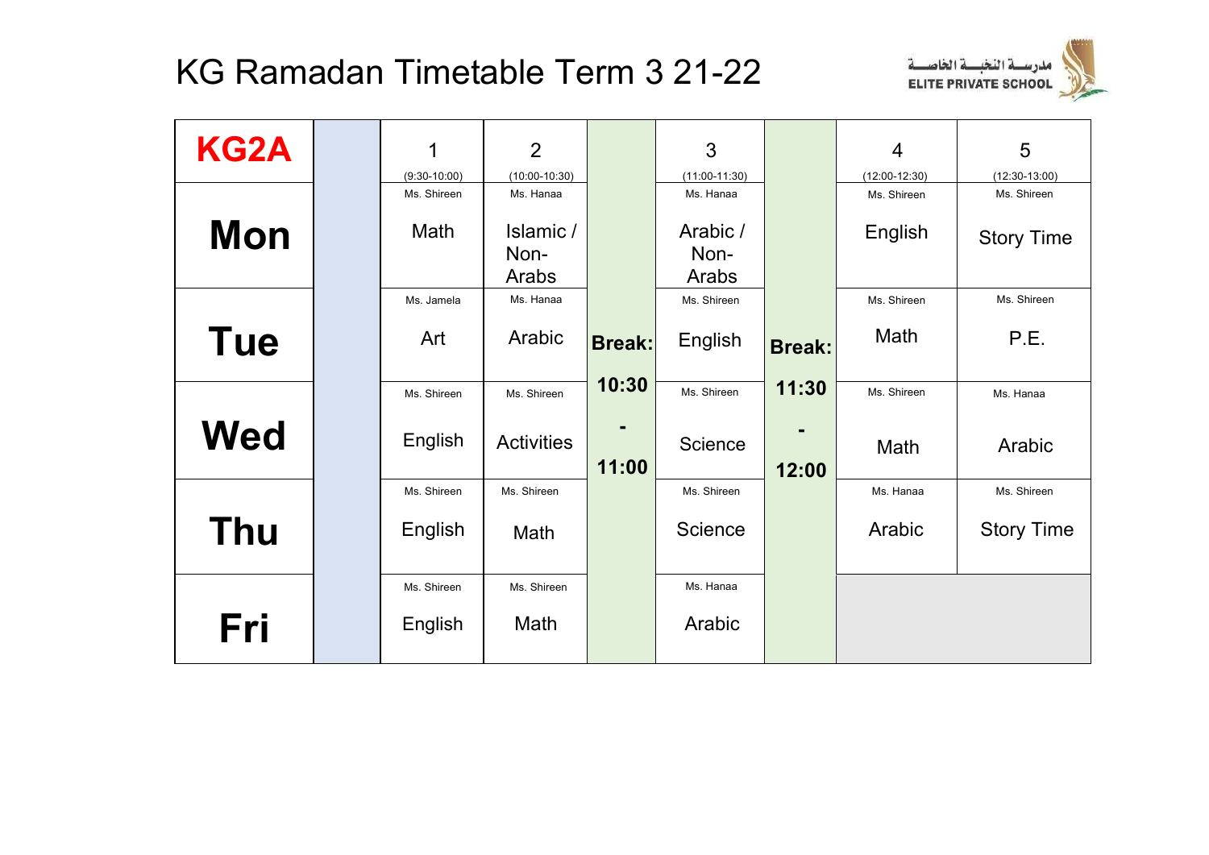# KG Ramadan Timetable Term 3 21-22

مدرسة النخبة الخاصة
ELITE PRIVATE SCHOOL

| KG2A | | 1 (9:30-10:00) | 2 (10:00-10:30) | | 3 (11:00-11:30) | | 4 (12:00-12:30) | 5 (12:30-13:00) |
|---|---|---|---|---|---|---|---|---|
| **Mon** | | Ms. Shireen<br>Math | Ms. Hanaa<br>Islamic / Non-Arabs | **Break: 10:30 - 11:00** | Ms. Hanaa<br>Arabic / Non-Arabs | **Break: 11:30 - 12:00** | Ms. Shireen<br>English | Ms. Shireen<br>Story Time |
| **Tue** | | Ms. Jamela<br>Art | Ms. Hanaa<br>Arabic | | Ms. Shireen<br>English | | Ms. Shireen<br>Math | Ms. Shireen<br>P.E. |
| **Wed** | | Ms. Shireen<br>English | Ms. Shireen<br>Activities | | Ms. Shireen<br>Science | | Ms. Shireen<br>Math | Ms. Hanaa<br>Arabic |
| **Thu** | | Ms. Shireen<br>English | Ms. Shireen<br>Math | | Ms. Shireen<br>Science | | Ms. Hanaa<br>Arabic | Ms. Shireen<br>Story Time |
| **Fri** | | Ms. Shireen<br>English | Ms. Shireen<br>Math | | Ms. Hanaa<br>Arabic | | | |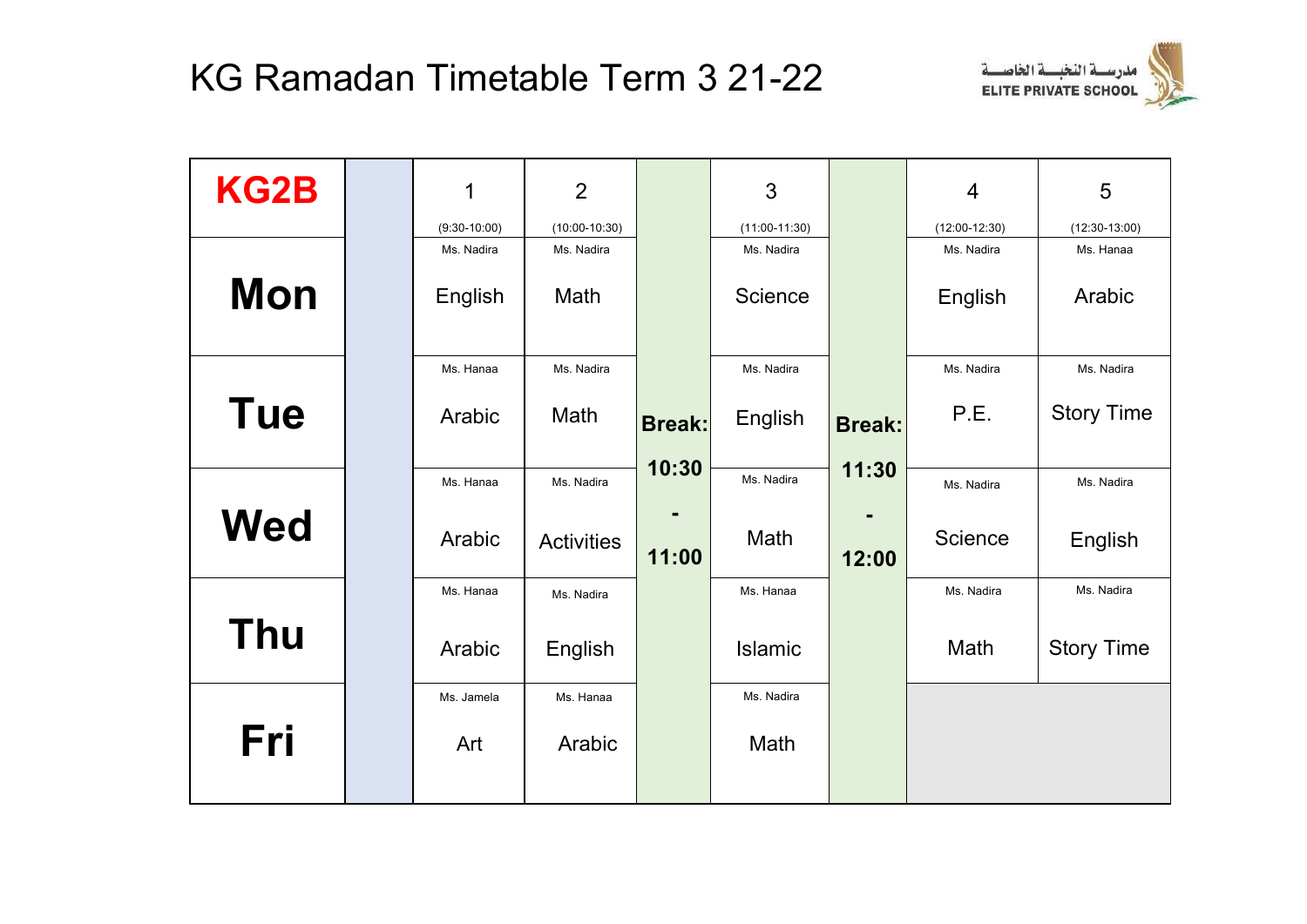# KG Ramadan Timetable Term 3 21-22

مدرسة النخبة الخاصة
ELITE PRIVATE SCHOOL

| KG2B | | 1 (9:30-10:00) | 2 (10:00-10:30) | | 3 (11:00-11:30) | | 4 (12:00-12:30) | 5 (12:30-13:00) |
|---|---|---|---|---|---|---|---|---|
| Mon | | Ms. Nadira English | Ms. Nadira Math | Break: 10:30 - 11:00 | Ms. Nadira Science | Break: 11:30 - 12:00 | Ms. Nadira English | Ms. Hanaa Arabic |
| Tue | | Ms. Hanaa Arabic | Ms. Nadira Math | | Ms. Nadira English | | Ms. Nadira P.E. | Ms. Nadira Story Time |
| Wed | | Ms. Hanaa Arabic | Ms. Nadira Activities | | Ms. Nadira Math | | Ms. Nadira Science | Ms. Nadira English |
| Thu | | Ms. Hanaa Arabic | Ms. Nadira English | | Ms. Hanaa Islamic | | Ms. Nadira Math | Ms. Nadira Story Time |
| Fri | | Ms. Jamela Art | Ms. Hanaa Arabic | | Ms. Nadira Math | | | |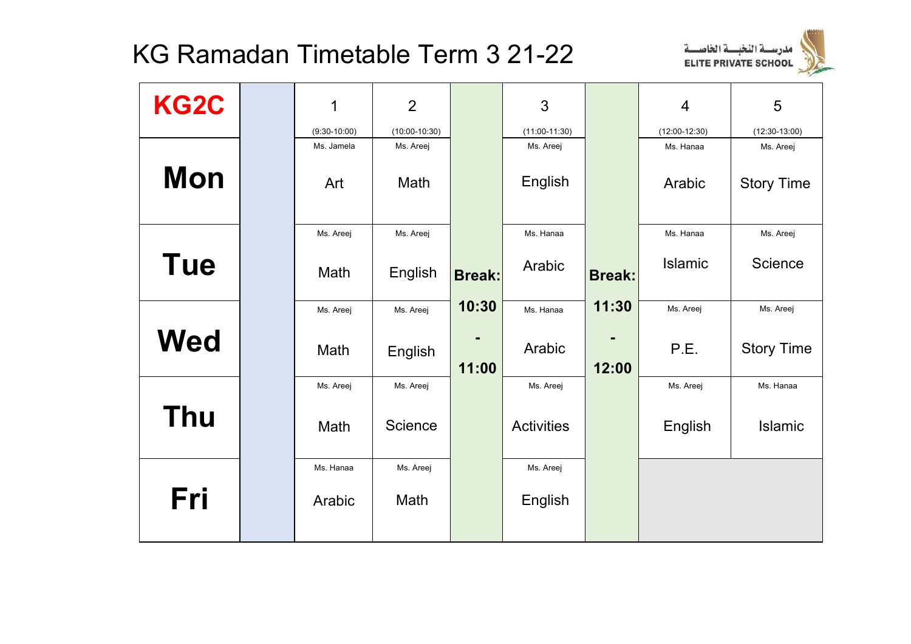# KG Ramadan Timetable Term 3 21-22

مدرسة النخبة الخاصة
ELITE PRIVATE SCHOOL

| KG2C | | 1 (9:30-10:00) | 2 (10:00-10:30) | | 3 (11:00-11:30) | | 4 (12:00-12:30) | 5 (12:30-13:00) |
|---|---|---|---|---|---|---|---|---|
| **Mon** | | Ms. Jamela Art | Ms. Areej Math | **Break: 10:30 - 11:00** | Ms. Areej English | **Break: 11:30 - 12:00** | Ms. Hanaa Arabic | Ms. Areej Story Time |
| **Tue** | | Ms. Areej Math | Ms. Areej English | | Ms. Hanaa Arabic | | Ms. Hanaa Islamic | Ms. Areej Science |
| **Wed** | | Ms. Areej Math | Ms. Areej English | | Ms. Hanaa Arabic | | Ms. Areej P.E. | Ms. Areej Story Time |
| **Thu** | | Ms. Areej Math | Ms. Areej Science | | Ms. Areej Activities | | Ms. Areej English | Ms. Hanaa Islamic |
| **Fri** | | Ms. Hanaa Arabic | Ms. Areej Math | | Ms. Areej English | | | |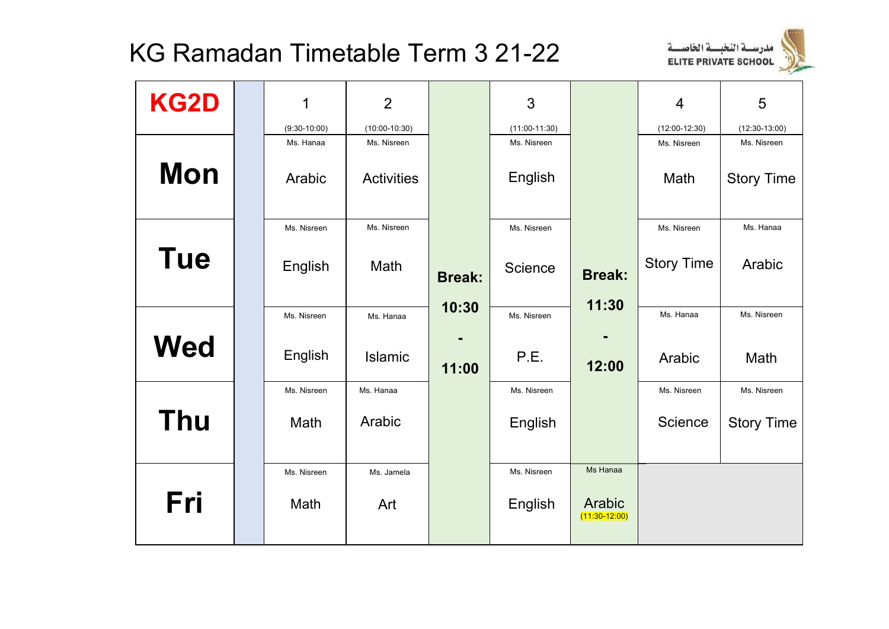# KG Ramadan Timetable Term 3 21-22

مدرسة النخبة الخاصة
ELITE PRIVATE SCHOOL

| KG2D | | 1 (9:30-10:00) | 2 (10:00-10:30) | | 3 (11:00-11:30) | | 4 (12:00-12:30) | 5 (12:30-13:00) |
|---|---|---|---|---|---|---|---|---|
| **Mon** | | Ms. Hanaa Arabic | Ms. Nisreen Activities | **Break: 10:30 - 11:00** | Ms. Nisreen English | **Break: 11:30 - 12:00** | Ms. Nisreen Math | Ms. Nisreen Story Time |
| **Tue** | | Ms. Nisreen English | Ms. Nisreen Math | | Ms. Nisreen Science | | Ms. Nisreen Story Time | Ms. Hanaa Arabic |
| **Wed** | | Ms. Nisreen English | Ms. Hanaa Islamic | | Ms. Nisreen P.E. | | Ms. Hanaa Arabic | Ms. Nisreen Math |
| **Thu** | | Ms. Nisreen Math | Ms. Hanaa Arabic | | Ms. Nisreen English | | Ms. Nisreen Science | Ms. Nisreen Story Time |
| **Fri** | | Ms. Nisreen Math | Ms. Jamela Art | | Ms. Nisreen English | Ms Hanaa Arabic (11:30-12:00) | | |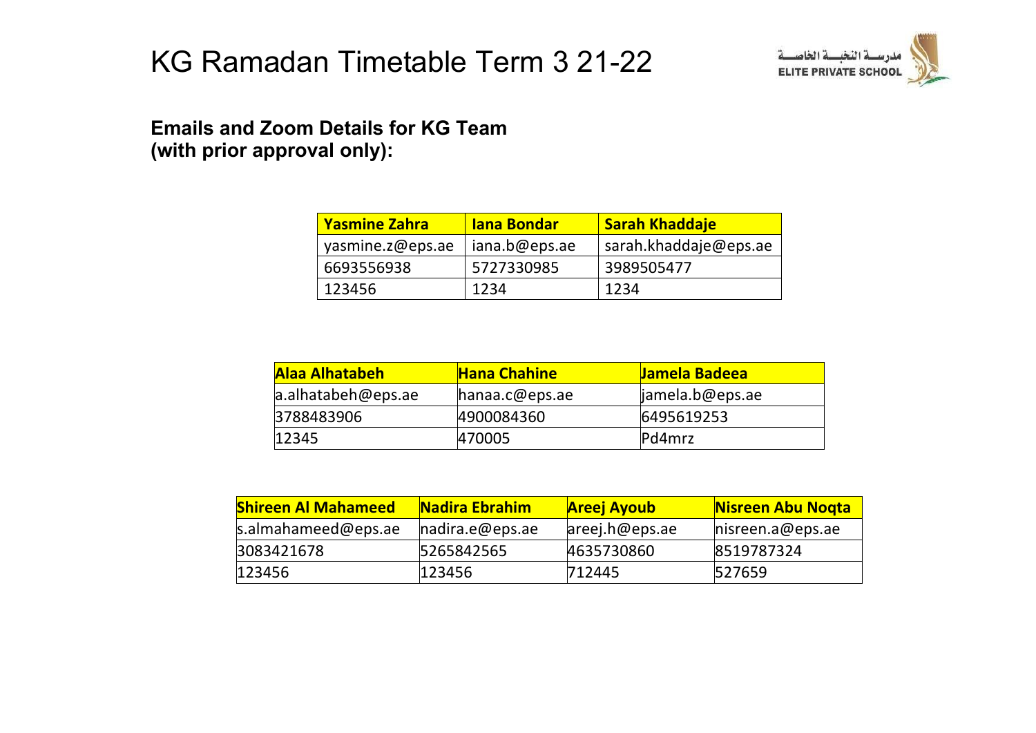# KG Ramadan Timetable Term 3 21-22

مدرسة النخبة الخاصة
ELITE PRIVATE SCHOOL

**Emails and Zoom Details for KG Team (with prior approval only):**

| Yasmine Zahra | Iana Bondar | Sarah Khaddaje |
|---|---|---|
| yasmine.z@eps.ae | iana.b@eps.ae | sarah.khaddaje@eps.ae |
| 6693556938 | 5727330985 | 3989505477 |
| 123456 | 1234 | 1234 |

| Alaa Alhatabeh | Hana Chahine | Jamela Badeea |
|---|---|---|
| a.alhatabeh@eps.ae | hanaa.c@eps.ae | jamela.b@eps.ae |
| 3788483906 | 4900084360 | 6495619253 |
| 12345 | 470005 | Pd4mrz |

| Shireen Al Mahameed | Nadira Ebrahim | Areej Ayoub | Nisreen Abu Noqta |
|---|---|---|---|
| s.almahameed@eps.ae | nadira.e@eps.ae | areej.h@eps.ae | nisreen.a@eps.ae |
| 3083421678 | 5265842565 | 4635730860 | 8519787324 |
| 123456 | 123456 | 712445 | 527659 |